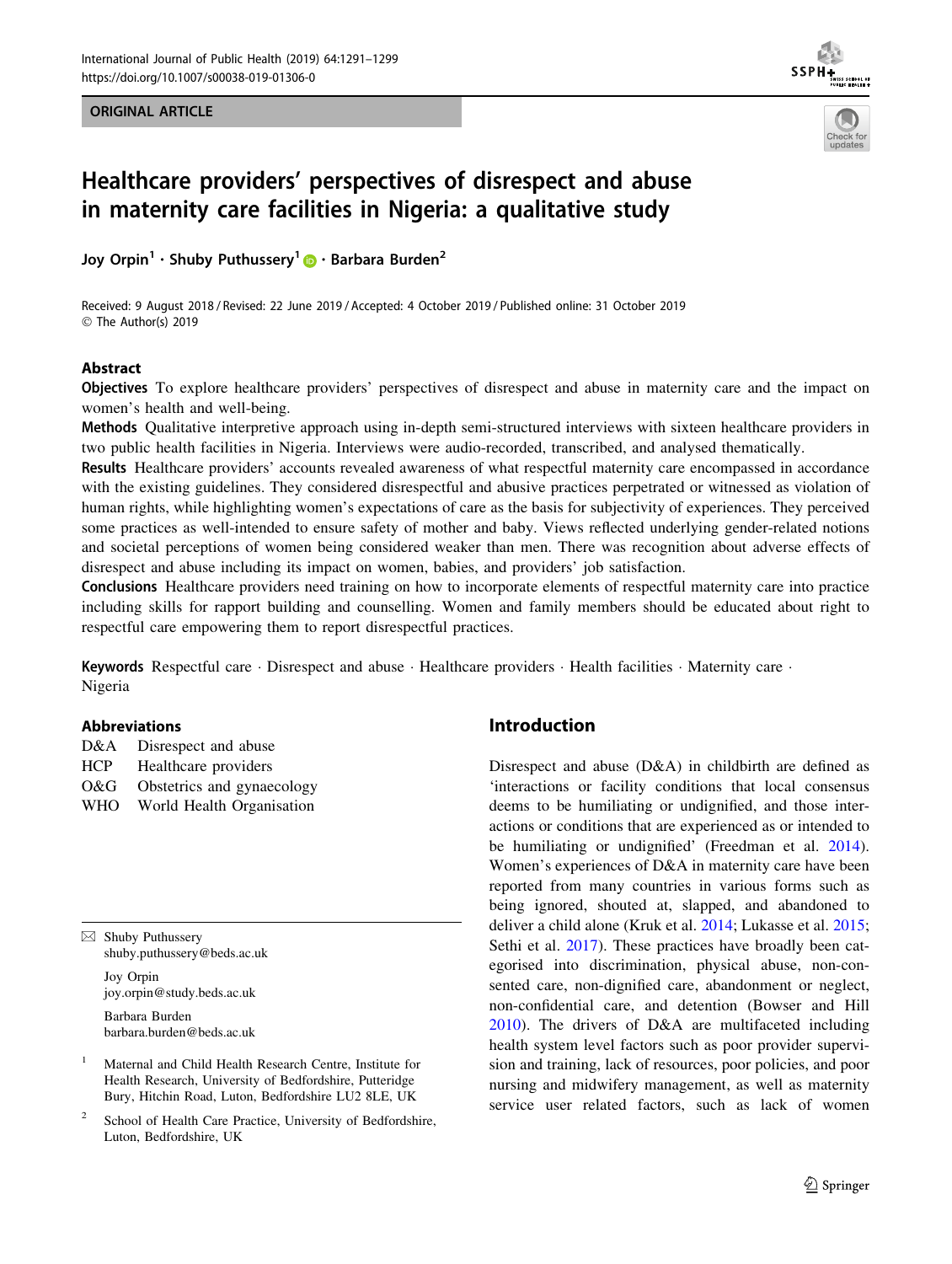ORIGINAL ARTICLE

# Healthcare providers' perspectives of disrespect and abuse in maternity care facilities in Nigeria: a qualitative study

Joy Orpin[1] · Shuby Puthussery[1] · Barbara Burden[2]

Received: 9 August 2018 / Revised: 22 June 2019 / Accepted: 4 October 2019 / Published online: 31 October 2019
© The Author(s) 2019

## Abstract

**Objectives** To explore healthcare providers' perspectives of disrespect and abuse in maternity care and the impact on women's health and well-being.

**Methods** Qualitative interpretive approach using in-depth semi-structured interviews with sixteen healthcare providers in two public health facilities in Nigeria. Interviews were audio-recorded, transcribed, and analysed thematically.

**Results** Healthcare providers' accounts revealed awareness of what respectful maternity care encompassed in accordance with the existing guidelines. They considered disrespectful and abusive practices perpetrated or witnessed as violation of human rights, while highlighting women's expectations of care as the basis for subjectivity of experiences. They perceived some practices as well-intended to ensure safety of mother and baby. Views reflected underlying gender-related notions and societal perceptions of women being considered weaker than men. There was recognition about adverse effects of disrespect and abuse including its impact on women, babies, and providers' job satisfaction.

**Conclusions** Healthcare providers need training on how to incorporate elements of respectful maternity care into practice including skills for rapport building and counselling. Women and family members should be educated about right to respectful care empowering them to report disrespectful practices.

**Keywords** Respectful care · Disrespect and abuse · Healthcare providers · Health facilities · Maternity care · Nigeria

### Abbreviations

| | |
|---|---|
| D&A | Disrespect and abuse |
| HCP | Healthcare providers |
| O&G | Obstetrics and gynaecology |
| WHO | World Health Organisation |

✉ Shuby Puthussery
shuby.puthussery@beds.ac.uk

Joy Orpin
joy.orpin@study.beds.ac.uk

Barbara Burden
barbara.burden@beds.ac.uk

[1] Maternal and Child Health Research Centre, Institute for Health Research, University of Bedfordshire, Putteridge Bury, Hitchin Road, Luton, Bedfordshire LU2 8LE, UK

[2] School of Health Care Practice, University of Bedfordshire, Luton, Bedfordshire, UK

## Introduction

Disrespect and abuse (D&A) in childbirth are defined as 'interactions or facility conditions that local consensus deems to be humiliating or undignified, and those interactions or conditions that are experienced as or intended to be humiliating or undignified' (Freedman et al. 2014). Women's experiences of D&A in maternity care have been reported from many countries in various forms such as being ignored, shouted at, slapped, and abandoned to deliver a child alone (Kruk et al. 2014; Lukasse et al. 2015; Sethi et al. 2017). These practices have broadly been categorised into discrimination, physical abuse, non-consented care, non-dignified care, abandonment or neglect, non-confidential care, and detention (Bowser and Hill 2010). The drivers of D&A are multifaceted including health system level factors such as poor provider supervision and training, lack of resources, poor policies, and poor nursing and midwifery management, as well as maternity service user related factors, such as lack of women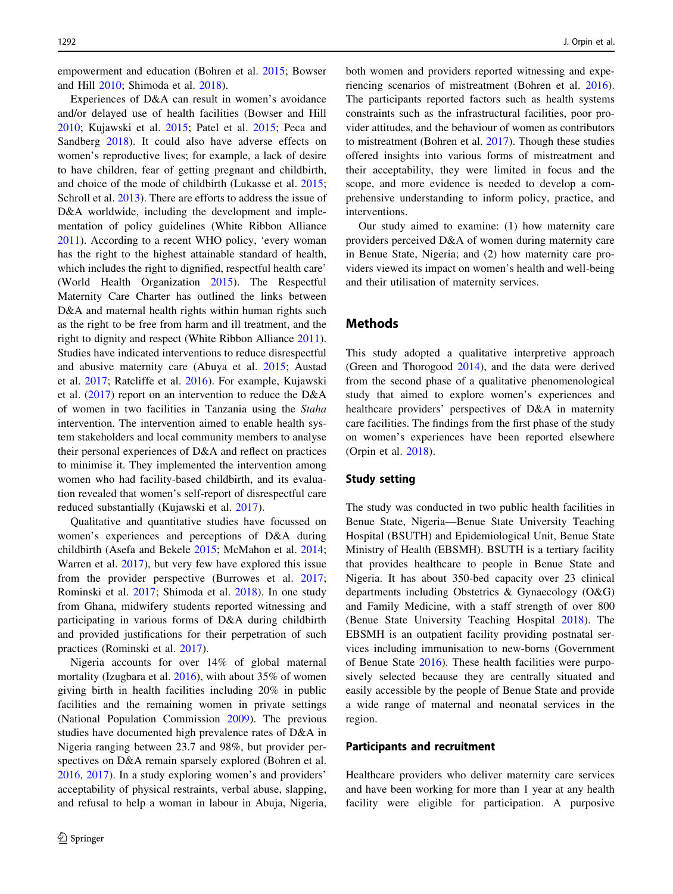empowerment and education (Bohren et al. 2015; Bowser and Hill 2010; Shimoda et al. 2018).

Experiences of D&A can result in women's avoidance and/or delayed use of health facilities (Bowser and Hill 2010; Kujawski et al. 2015; Patel et al. 2015; Peca and Sandberg 2018). It could also have adverse effects on women's reproductive lives; for example, a lack of desire to have children, fear of getting pregnant and childbirth, and choice of the mode of childbirth (Lukasse et al. 2015; Schroll et al. 2013). There are efforts to address the issue of D&A worldwide, including the development and implementation of policy guidelines (White Ribbon Alliance 2011). According to a recent WHO policy, 'every woman has the right to the highest attainable standard of health, which includes the right to dignified, respectful health care' (World Health Organization 2015). The Respectful Maternity Care Charter has outlined the links between D&A and maternal health rights within human rights such as the right to be free from harm and ill treatment, and the right to dignity and respect (White Ribbon Alliance 2011). Studies have indicated interventions to reduce disrespectful and abusive maternity care (Abuya et al. 2015; Austad et al. 2017; Ratcliffe et al. 2016). For example, Kujawski et al. (2017) report on an intervention to reduce the D&A of women in two facilities in Tanzania using the *Staha* intervention. The intervention aimed to enable health system stakeholders and local community members to analyse their personal experiences of D&A and reflect on practices to minimise it. They implemented the intervention among women who had facility-based childbirth, and its evaluation revealed that women's self-report of disrespectful care reduced substantially (Kujawski et al. 2017).

Qualitative and quantitative studies have focussed on women's experiences and perceptions of D&A during childbirth (Asefa and Bekele 2015; McMahon et al. 2014; Warren et al. 2017), but very few have explored this issue from the provider perspective (Burrowes et al. 2017; Rominski et al. 2017; Shimoda et al. 2018). In one study from Ghana, midwifery students reported witnessing and participating in various forms of D&A during childbirth and provided justifications for their perpetration of such practices (Rominski et al. 2017).

Nigeria accounts for over 14% of global maternal mortality (Izugbara et al. 2016), with about 35% of women giving birth in health facilities including 20% in public facilities and the remaining women in private settings (National Population Commission 2009). The previous studies have documented high prevalence rates of D&A in Nigeria ranging between 23.7 and 98%, but provider perspectives on D&A remain sparsely explored (Bohren et al. 2016, 2017). In a study exploring women's and providers' acceptability of physical restraints, verbal abuse, slapping, and refusal to help a woman in labour in Abuja, Nigeria, both women and providers reported witnessing and experiencing scenarios of mistreatment (Bohren et al. 2016). The participants reported factors such as health systems constraints such as the infrastructural facilities, poor provider attitudes, and the behaviour of women as contributors to mistreatment (Bohren et al. 2017). Though these studies offered insights into various forms of mistreatment and their acceptability, they were limited in focus and the scope, and more evidence is needed to develop a comprehensive understanding to inform policy, practice, and interventions.

Our study aimed to examine: (1) how maternity care providers perceived D&A of women during maternity care in Benue State, Nigeria; and (2) how maternity care providers viewed its impact on women's health and well-being and their utilisation of maternity services.

## Methods

This study adopted a qualitative interpretive approach (Green and Thorogood 2014), and the data were derived from the second phase of a qualitative phenomenological study that aimed to explore women's experiences and healthcare providers' perspectives of D&A in maternity care facilities. The findings from the first phase of the study on women's experiences have been reported elsewhere (Orpin et al. 2018).

### Study setting

The study was conducted in two public health facilities in Benue State, Nigeria—Benue State University Teaching Hospital (BSUTH) and Epidemiological Unit, Benue State Ministry of Health (EBSMH). BSUTH is a tertiary facility that provides healthcare to people in Benue State and Nigeria. It has about 350-bed capacity over 23 clinical departments including Obstetrics & Gynaecology (O&G) and Family Medicine, with a staff strength of over 800 (Benue State University Teaching Hospital 2018). The EBSMH is an outpatient facility providing postnatal services including immunisation to new-borns (Government of Benue State 2016). These health facilities were purposively selected because they are centrally situated and easily accessible by the people of Benue State and provide a wide range of maternal and neonatal services in the region.

### Participants and recruitment

Healthcare providers who deliver maternity care services and have been working for more than 1 year at any health facility were eligible for participation. A purposive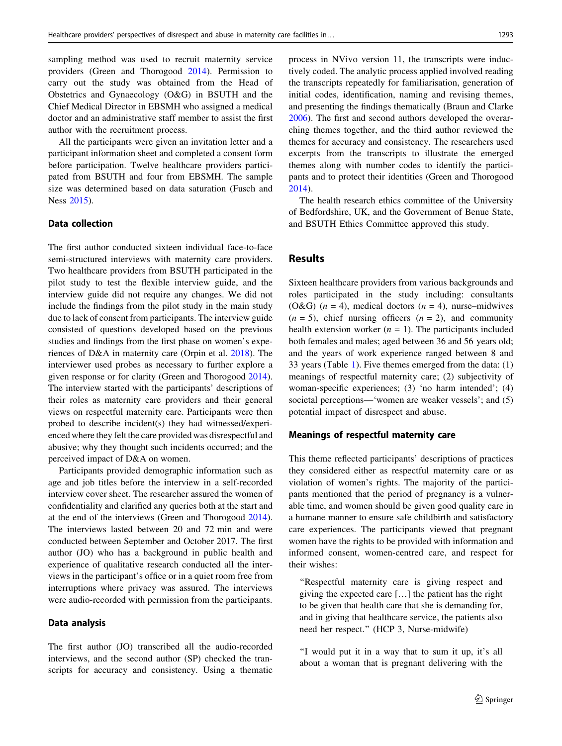sampling method was used to recruit maternity service providers (Green and Thorogood 2014). Permission to carry out the study was obtained from the Head of Obstetrics and Gynaecology (O&G) in BSUTH and the Chief Medical Director in EBSMH who assigned a medical doctor and an administrative staff member to assist the first author with the recruitment process.

All the participants were given an invitation letter and a participant information sheet and completed a consent form before participation. Twelve healthcare providers participated from BSUTH and four from EBSMH. The sample size was determined based on data saturation (Fusch and Ness 2015).

### Data collection

The first author conducted sixteen individual face-to-face semi-structured interviews with maternity care providers. Two healthcare providers from BSUTH participated in the pilot study to test the flexible interview guide, and the interview guide did not require any changes. We did not include the findings from the pilot study in the main study due to lack of consent from participants. The interview guide consisted of questions developed based on the previous studies and findings from the first phase on women's experiences of D&A in maternity care (Orpin et al. 2018). The interviewer used probes as necessary to further explore a given response or for clarity (Green and Thorogood 2014). The interview started with the participants' descriptions of their roles as maternity care providers and their general views on respectful maternity care. Participants were then probed to describe incident(s) they had witnessed/experienced where they felt the care provided was disrespectful and abusive; why they thought such incidents occurred; and the perceived impact of D&A on women.

Participants provided demographic information such as age and job titles before the interview in a self-recorded interview cover sheet. The researcher assured the women of confidentiality and clarified any queries both at the start and at the end of the interviews (Green and Thorogood 2014). The interviews lasted between 20 and 72 min and were conducted between September and October 2017. The first author (JO) who has a background in public health and experience of qualitative research conducted all the interviews in the participant's office or in a quiet room free from interruptions where privacy was assured. The interviews were audio-recorded with permission from the participants.

### Data analysis

The first author (JO) transcribed all the audio-recorded interviews, and the second author (SP) checked the transcripts for accuracy and consistency. Using a thematic process in NVivo version 11, the transcripts were inductively coded. The analytic process applied involved reading the transcripts repeatedly for familiarisation, generation of initial codes, identification, naming and revising themes, and presenting the findings thematically (Braun and Clarke 2006). The first and second authors developed the overarching themes together, and the third author reviewed the themes for accuracy and consistency. The researchers used excerpts from the transcripts to illustrate the emerged themes along with number codes to identify the participants and to protect their identities (Green and Thorogood 2014).

The health research ethics committee of the University of Bedfordshire, UK, and the Government of Benue State, and BSUTH Ethics Committee approved this study.

## Results

Sixteen healthcare providers from various backgrounds and roles participated in the study including: consultants (O&G) ($n = 4$), medical doctors ($n = 4$), nurse–midwives ($n = 5$), chief nursing officers ($n = 2$), and community health extension worker ($n = 1$). The participants included both females and males; aged between 36 and 56 years old; and the years of work experience ranged between 8 and 33 years (Table 1). Five themes emerged from the data: (1) meanings of respectful maternity care; (2) subjectivity of woman-specific experiences; (3) 'no harm intended'; (4) societal perceptions—'women are weaker vessels'; and (5) potential impact of disrespect and abuse.

### Meanings of respectful maternity care

This theme reflected participants' descriptions of practices they considered either as respectful maternity care or as violation of women's rights. The majority of the participants mentioned that the period of pregnancy is a vulnerable time, and women should be given good quality care in a humane manner to ensure safe childbirth and satisfactory care experiences. The participants viewed that pregnant women have the rights to be provided with information and informed consent, women-centred care, and respect for their wishes:

> "Respectful maternity care is giving respect and giving the expected care […] the patient has the right to be given that health care that she is demanding for, and in giving that healthcare service, the patients also need her respect." (HCP 3, Nurse-midwife)

> "I would put it in a way that to sum it up, it's all about a woman that is pregnant delivering with the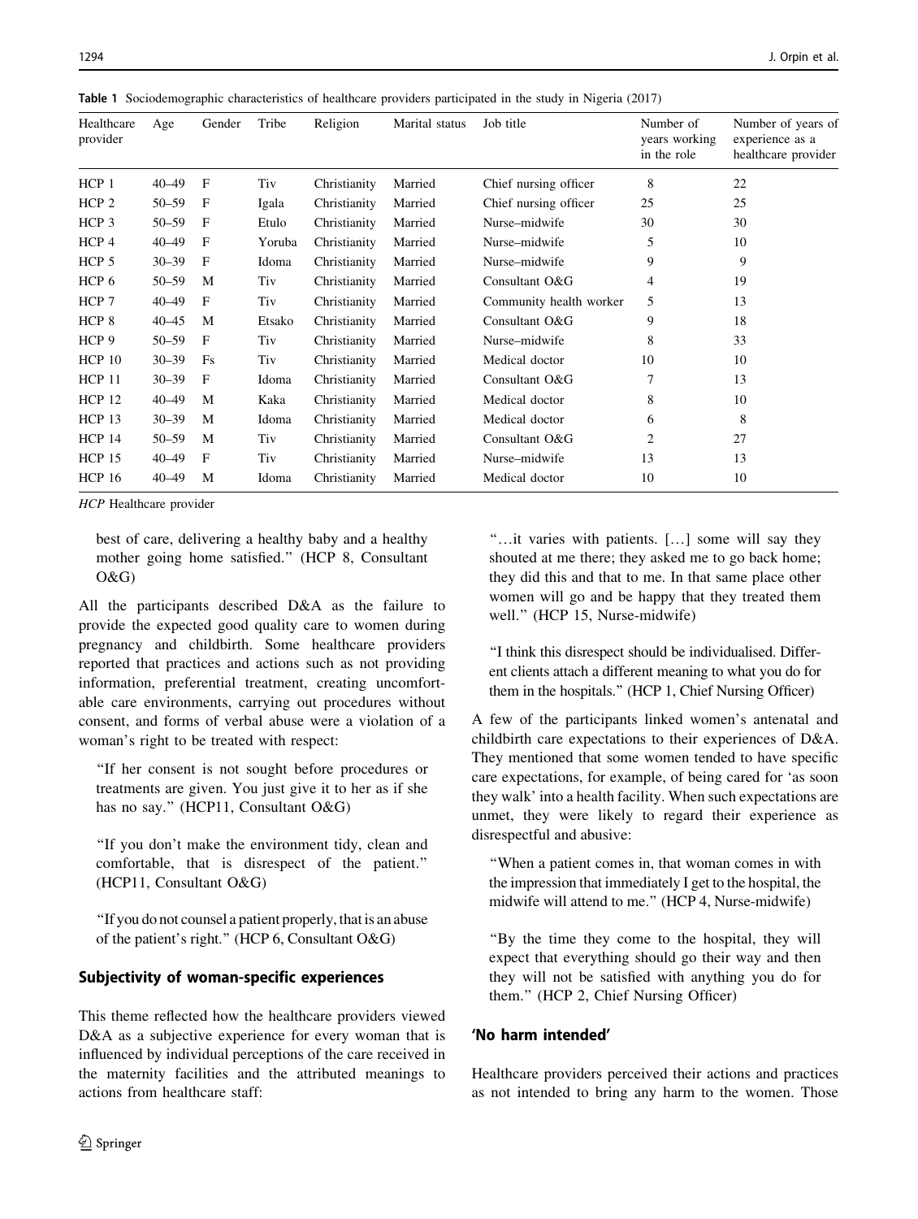**Table 1** Sociodemographic characteristics of healthcare providers participated in the study in Nigeria (2017)

| Healthcare provider | Age | Gender | Tribe | Religion | Marital status | Job title | Number of years working in the role | Number of years of experience as a healthcare provider |
|---|---|---|---|---|---|---|---|---|
| HCP 1 | 40–49 | F | Tiv | Christianity | Married | Chief nursing officer | 8 | 22 |
| HCP 2 | 50–59 | F | Igala | Christianity | Married | Chief nursing officer | 25 | 25 |
| HCP 3 | 50–59 | F | Etulo | Christianity | Married | Nurse–midwife | 30 | 30 |
| HCP 4 | 40–49 | F | Yoruba | Christianity | Married | Nurse–midwife | 5 | 10 |
| HCP 5 | 30–39 | F | Idoma | Christianity | Married | Nurse–midwife | 9 | 9 |
| HCP 6 | 50–59 | M | Tiv | Christianity | Married | Consultant O&G | 4 | 19 |
| HCP 7 | 40–49 | F | Tiv | Christianity | Married | Community health worker | 5 | 13 |
| HCP 8 | 40–45 | M | Etsako | Christianity | Married | Consultant O&G | 9 | 18 |
| HCP 9 | 50–59 | F | Tiv | Christianity | Married | Nurse–midwife | 8 | 33 |
| HCP 10 | 30–39 | Fs | Tiv | Christianity | Married | Medical doctor | 10 | 10 |
| HCP 11 | 30–39 | F | Idoma | Christianity | Married | Consultant O&G | 7 | 13 |
| HCP 12 | 40–49 | M | Kaka | Christianity | Married | Medical doctor | 8 | 10 |
| HCP 13 | 30–39 | M | Idoma | Christianity | Married | Medical doctor | 6 | 8 |
| HCP 14 | 50–59 | M | Tiv | Christianity | Married | Consultant O&G | 2 | 27 |
| HCP 15 | 40–49 | F | Tiv | Christianity | Married | Nurse–midwife | 13 | 13 |
| HCP 16 | 40–49 | M | Idoma | Christianity | Married | Medical doctor | 10 | 10 |

*HCP* Healthcare provider

best of care, delivering a healthy baby and a healthy mother going home satisfied." (HCP 8, Consultant O&G)

All the participants described D&A as the failure to provide the expected good quality care to women during pregnancy and childbirth. Some healthcare providers reported that practices and actions such as not providing information, preferential treatment, creating uncomfortable care environments, carrying out procedures without consent, and forms of verbal abuse were a violation of a woman's right to be treated with respect:

> "If her consent is not sought before procedures or treatments are given. You just give it to her as if she has no say." (HCP11, Consultant O&G)

> "If you don't make the environment tidy, clean and comfortable, that is disrespect of the patient." (HCP11, Consultant O&G)

> "If you do not counsel a patient properly, that is an abuse of the patient's right." (HCP 6, Consultant O&G)

## Subjectivity of woman-specific experiences

This theme reflected how the healthcare providers viewed D&A as a subjective experience for every woman that is influenced by individual perceptions of the care received in the maternity facilities and the attributed meanings to actions from healthcare staff:

> "…it varies with patients. […] some will say they shouted at me there; they asked me to go back home; they did this and that to me. In that same place other women will go and be happy that they treated them well." (HCP 15, Nurse-midwife)

> "I think this disrespect should be individualised. Different clients attach a different meaning to what you do for them in the hospitals." (HCP 1, Chief Nursing Officer)

A few of the participants linked women's antenatal and childbirth care expectations to their experiences of D&A. They mentioned that some women tended to have specific care expectations, for example, of being cared for 'as soon they walk' into a health facility. When such expectations are unmet, they were likely to regard their experience as disrespectful and abusive:

> "When a patient comes in, that woman comes in with the impression that immediately I get to the hospital, the midwife will attend to me." (HCP 4, Nurse-midwife)

> "By the time they come to the hospital, they will expect that everything should go their way and then they will not be satisfied with anything you do for them." (HCP 2, Chief Nursing Officer)

## 'No harm intended'

Healthcare providers perceived their actions and practices as not intended to bring any harm to the women. Those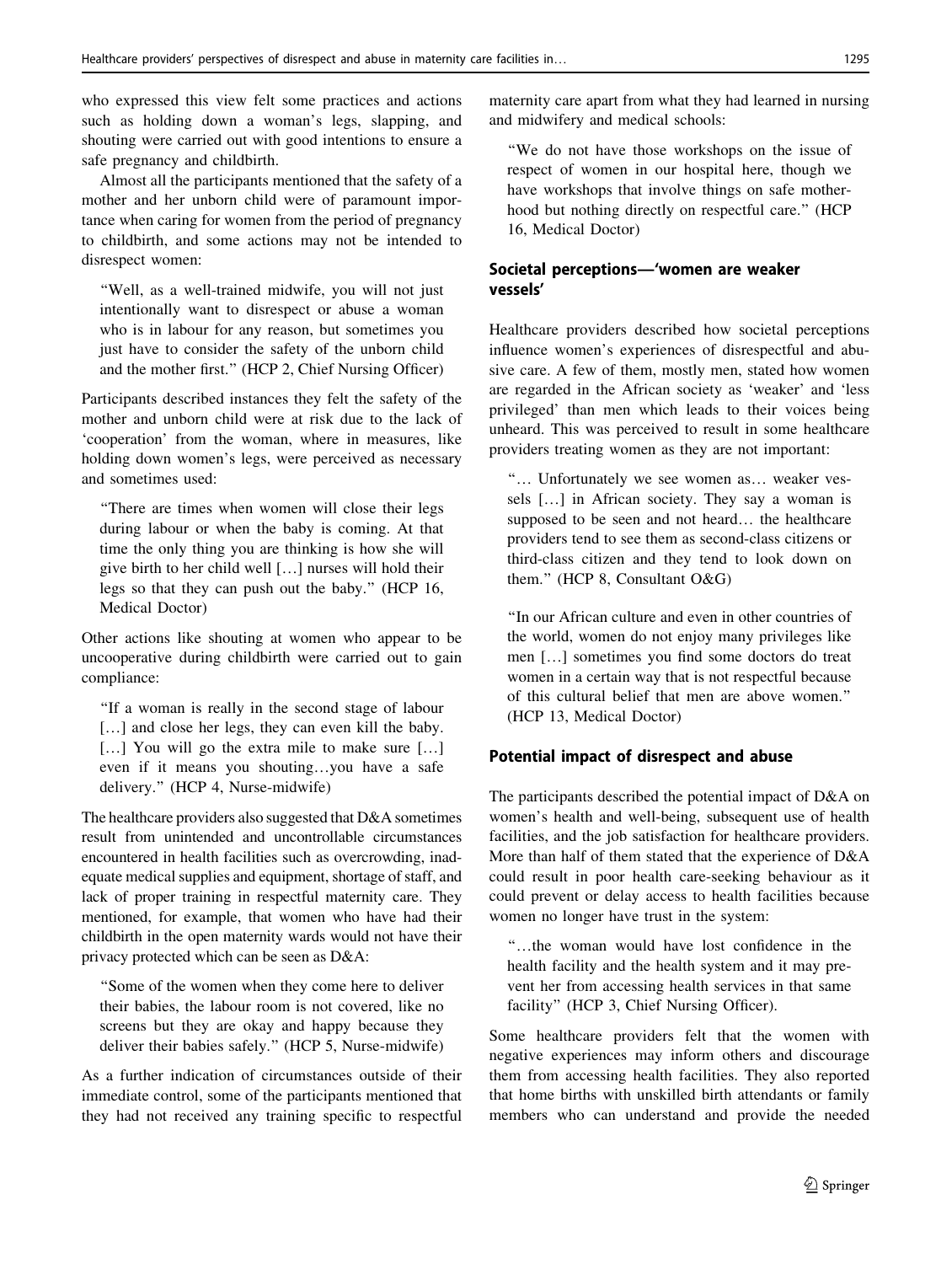who expressed this view felt some practices and actions such as holding down a woman's legs, slapping, and shouting were carried out with good intentions to ensure a safe pregnancy and childbirth.

Almost all the participants mentioned that the safety of a mother and her unborn child were of paramount importance when caring for women from the period of pregnancy to childbirth, and some actions may not be intended to disrespect women:

> "Well, as a well-trained midwife, you will not just intentionally want to disrespect or abuse a woman who is in labour for any reason, but sometimes you just have to consider the safety of the unborn child and the mother first." (HCP 2, Chief Nursing Officer)

Participants described instances they felt the safety of the mother and unborn child were at risk due to the lack of 'cooperation' from the woman, where in measures, like holding down women's legs, were perceived as necessary and sometimes used:

> "There are times when women will close their legs during labour or when the baby is coming. At that time the only thing you are thinking is how she will give birth to her child well [...] nurses will hold their legs so that they can push out the baby." (HCP 16, Medical Doctor)

Other actions like shouting at women who appear to be uncooperative during childbirth were carried out to gain compliance:

> "If a woman is really in the second stage of labour [...] and close her legs, they can even kill the baby. [...] You will go the extra mile to make sure [...] even if it means you shouting…you have a safe delivery." (HCP 4, Nurse-midwife)

The healthcare providers also suggested that D&A sometimes result from unintended and uncontrollable circumstances encountered in health facilities such as overcrowding, inadequate medical supplies and equipment, shortage of staff, and lack of proper training in respectful maternity care. They mentioned, for example, that women who have had their childbirth in the open maternity wards would not have their privacy protected which can be seen as D&A:

> "Some of the women when they come here to deliver their babies, the labour room is not covered, like no screens but they are okay and happy because they deliver their babies safely." (HCP 5, Nurse-midwife)

As a further indication of circumstances outside of their immediate control, some of the participants mentioned that they had not received any training specific to respectful maternity care apart from what they had learned in nursing and midwifery and medical schools:

> "We do not have those workshops on the issue of respect of women in our hospital here, though we have workshops that involve things on safe motherhood but nothing directly on respectful care." (HCP 16, Medical Doctor)

### Societal perceptions—'women are weaker vessels'

Healthcare providers described how societal perceptions influence women's experiences of disrespectful and abusive care. A few of them, mostly men, stated how women are regarded in the African society as 'weaker' and 'less privileged' than men which leads to their voices being unheard. This was perceived to result in some healthcare providers treating women as they are not important:

> "… Unfortunately we see women as… weaker vessels [...] in African society. They say a woman is supposed to be seen and not heard… the healthcare providers tend to see them as second-class citizens or third-class citizen and they tend to look down on them." (HCP 8, Consultant O&G)

> "In our African culture and even in other countries of the world, women do not enjoy many privileges like men [...] sometimes you find some doctors do treat women in a certain way that is not respectful because of this cultural belief that men are above women." (HCP 13, Medical Doctor)

### Potential impact of disrespect and abuse

The participants described the potential impact of D&A on women's health and well-being, subsequent use of health facilities, and the job satisfaction for healthcare providers. More than half of them stated that the experience of D&A could result in poor health care-seeking behaviour as it could prevent or delay access to health facilities because women no longer have trust in the system:

> "…the woman would have lost confidence in the health facility and the health system and it may prevent her from accessing health services in that same facility" (HCP 3, Chief Nursing Officer).

Some healthcare providers felt that the women with negative experiences may inform others and discourage them from accessing health facilities. They also reported that home births with unskilled birth attendants or family members who can understand and provide the needed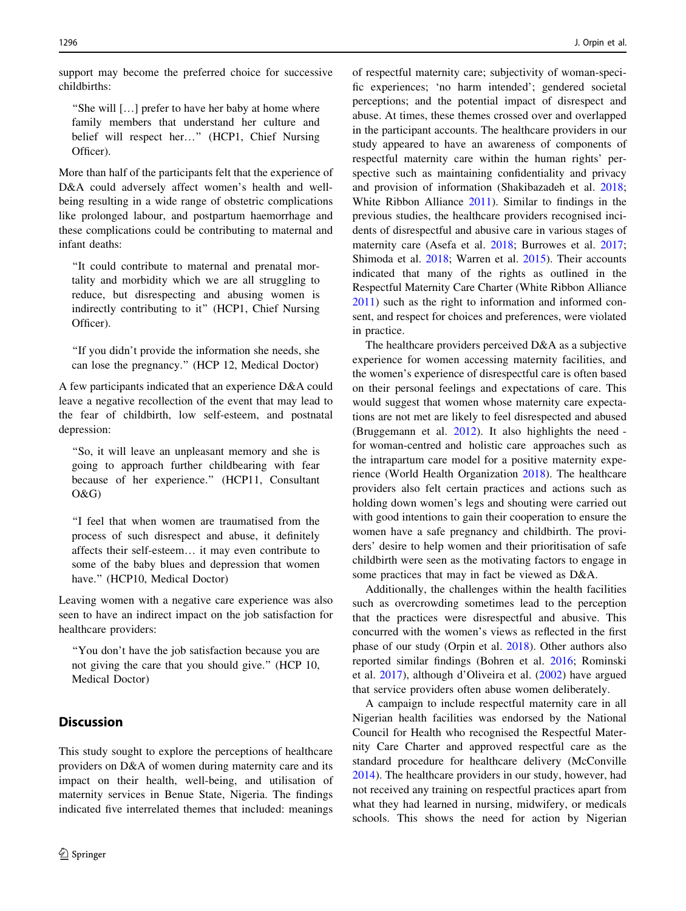support may become the preferred choice for successive childbirths:

> "She will […] prefer to have her baby at home where family members that understand her culture and belief will respect her…" (HCP1, Chief Nursing Officer).

More than half of the participants felt that the experience of D&A could adversely affect women's health and well-being resulting in a wide range of obstetric complications like prolonged labour, and postpartum haemorrhage and these complications could be contributing to maternal and infant deaths:

> "It could contribute to maternal and prenatal mortality and morbidity which we are all struggling to reduce, but disrespecting and abusing women is indirectly contributing to it" (HCP1, Chief Nursing Officer).

> "If you didn't provide the information she needs, she can lose the pregnancy." (HCP 12, Medical Doctor)

A few participants indicated that an experience D&A could leave a negative recollection of the event that may lead to the fear of childbirth, low self-esteem, and postnatal depression:

> "So, it will leave an unpleasant memory and she is going to approach further childbearing with fear because of her experience." (HCP11, Consultant O&G)

> "I feel that when women are traumatised from the process of such disrespect and abuse, it definitely affects their self-esteem… it may even contribute to some of the baby blues and depression that women have." (HCP10, Medical Doctor)

Leaving women with a negative care experience was also seen to have an indirect impact on the job satisfaction for healthcare providers:

> "You don't have the job satisfaction because you are not giving the care that you should give." (HCP 10, Medical Doctor)

## Discussion

This study sought to explore the perceptions of healthcare providers on D&A of women during maternity care and its impact on their health, well-being, and utilisation of maternity services in Benue State, Nigeria. The findings indicated five interrelated themes that included: meanings of respectful maternity care; subjectivity of woman-specific experiences; 'no harm intended'; gendered societal perceptions; and the potential impact of disrespect and abuse. At times, these themes crossed over and overlapped in the participant accounts. The healthcare providers in our study appeared to have an awareness of components of respectful maternity care within the human rights' perspective such as maintaining confidentiality and privacy and provision of information (Shakibazadeh et al. 2018; White Ribbon Alliance 2011). Similar to findings in the previous studies, the healthcare providers recognised incidents of disrespectful and abusive care in various stages of maternity care (Asefa et al. 2018; Burrowes et al. 2017; Shimoda et al. 2018; Warren et al. 2015). Their accounts indicated that many of the rights as outlined in the Respectful Maternity Care Charter (White Ribbon Alliance 2011) such as the right to information and informed consent, and respect for choices and preferences, were violated in practice.

The healthcare providers perceived D&A as a subjective experience for women accessing maternity facilities, and the women's experience of disrespectful care is often based on their personal feelings and expectations of care. This would suggest that women whose maternity care expectations are not met are likely to feel disrespected and abused (Bruggemann et al. 2012). It also highlights the need - for woman-centred and holistic care approaches such as the intrapartum care model for a positive maternity experience (World Health Organization 2018). The healthcare providers also felt certain practices and actions such as holding down women's legs and shouting were carried out with good intentions to gain their cooperation to ensure the women have a safe pregnancy and childbirth. The providers' desire to help women and their prioritisation of safe childbirth were seen as the motivating factors to engage in some practices that may in fact be viewed as D&A.

Additionally, the challenges within the health facilities such as overcrowding sometimes lead to the perception that the practices were disrespectful and abusive. This concurred with the women's views as reflected in the first phase of our study (Orpin et al. 2018). Other authors also reported similar findings (Bohren et al. 2016; Rominski et al. 2017), although d'Oliveira et al. (2002) have argued that service providers often abuse women deliberately.

A campaign to include respectful maternity care in all Nigerian health facilities was endorsed by the National Council for Health who recognised the Respectful Maternity Care Charter and approved respectful care as the standard procedure for healthcare delivery (McConville 2014). The healthcare providers in our study, however, had not received any training on respectful practices apart from what they had learned in nursing, midwifery, or medicals schools. This shows the need for action by Nigerian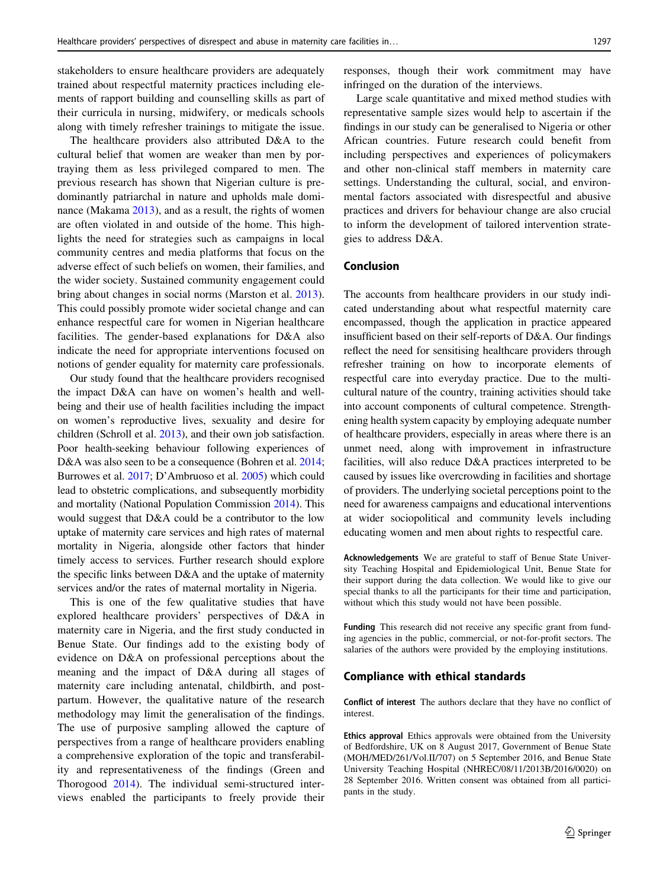stakeholders to ensure healthcare providers are adequately trained about respectful maternity practices including elements of rapport building and counselling skills as part of their curricula in nursing, midwifery, or medicals schools along with timely refresher trainings to mitigate the issue.

The healthcare providers also attributed D&A to the cultural belief that women are weaker than men by portraying them as less privileged compared to men. The previous research has shown that Nigerian culture is predominantly patriarchal in nature and upholds male dominance (Makama 2013), and as a result, the rights of women are often violated in and outside of the home. This highlights the need for strategies such as campaigns in local community centres and media platforms that focus on the adverse effect of such beliefs on women, their families, and the wider society. Sustained community engagement could bring about changes in social norms (Marston et al. 2013). This could possibly promote wider societal change and can enhance respectful care for women in Nigerian healthcare facilities. The gender-based explanations for D&A also indicate the need for appropriate interventions focused on notions of gender equality for maternity care professionals.

Our study found that the healthcare providers recognised the impact D&A can have on women's health and wellbeing and their use of health facilities including the impact on women's reproductive lives, sexuality and desire for children (Schroll et al. 2013), and their own job satisfaction. Poor health-seeking behaviour following experiences of D&A was also seen to be a consequence (Bohren et al. 2014; Burrowes et al. 2017; D'Ambruoso et al. 2005) which could lead to obstetric complications, and subsequently morbidity and mortality (National Population Commission 2014). This would suggest that D&A could be a contributor to the low uptake of maternity care services and high rates of maternal mortality in Nigeria, alongside other factors that hinder timely access to services. Further research should explore the specific links between D&A and the uptake of maternity services and/or the rates of maternal mortality in Nigeria.

This is one of the few qualitative studies that have explored healthcare providers' perspectives of D&A in maternity care in Nigeria, and the first study conducted in Benue State. Our findings add to the existing body of evidence on D&A on professional perceptions about the meaning and the impact of D&A during all stages of maternity care including antenatal, childbirth, and postpartum. However, the qualitative nature of the research methodology may limit the generalisation of the findings. The use of purposive sampling allowed the capture of perspectives from a range of healthcare providers enabling a comprehensive exploration of the topic and transferability and representativeness of the findings (Green and Thorogood 2014). The individual semi-structured interviews enabled the participants to freely provide their responses, though their work commitment may have infringed on the duration of the interviews.

Large scale quantitative and mixed method studies with representative sample sizes would help to ascertain if the findings in our study can be generalised to Nigeria or other African countries. Future research could benefit from including perspectives and experiences of policymakers and other non-clinical staff members in maternity care settings. Understanding the cultural, social, and environmental factors associated with disrespectful and abusive practices and drivers for behaviour change are also crucial to inform the development of tailored intervention strategies to address D&A.

## Conclusion

The accounts from healthcare providers in our study indicated understanding about what respectful maternity care encompassed, though the application in practice appeared insufficient based on their self-reports of D&A. Our findings reflect the need for sensitising healthcare providers through refresher training on how to incorporate elements of respectful care into everyday practice. Due to the multicultural nature of the country, training activities should take into account components of cultural competence. Strengthening health system capacity by employing adequate number of healthcare providers, especially in areas where there is an unmet need, along with improvement in infrastructure facilities, will also reduce D&A practices interpreted to be caused by issues like overcrowding in facilities and shortage of providers. The underlying societal perceptions point to the need for awareness campaigns and educational interventions at wider sociopolitical and community levels including educating women and men about rights to respectful care.

**Acknowledgements** We are grateful to staff of Benue State University Teaching Hospital and Epidemiological Unit, Benue State for their support during the data collection. We would like to give our special thanks to all the participants for their time and participation, without which this study would not have been possible.

**Funding** This research did not receive any specific grant from funding agencies in the public, commercial, or not-for-profit sectors. The salaries of the authors were provided by the employing institutions.

## Compliance with ethical standards

**Conflict of interest** The authors declare that they have no conflict of interest.

**Ethics approval** Ethics approvals were obtained from the University of Bedfordshire, UK on 8 August 2017, Government of Benue State (MOH/MED/261/Vol.II/707) on 5 September 2016, and Benue State University Teaching Hospital (NHREC/08/11/2013B/2016/0020) on 28 September 2016. Written consent was obtained from all participants in the study.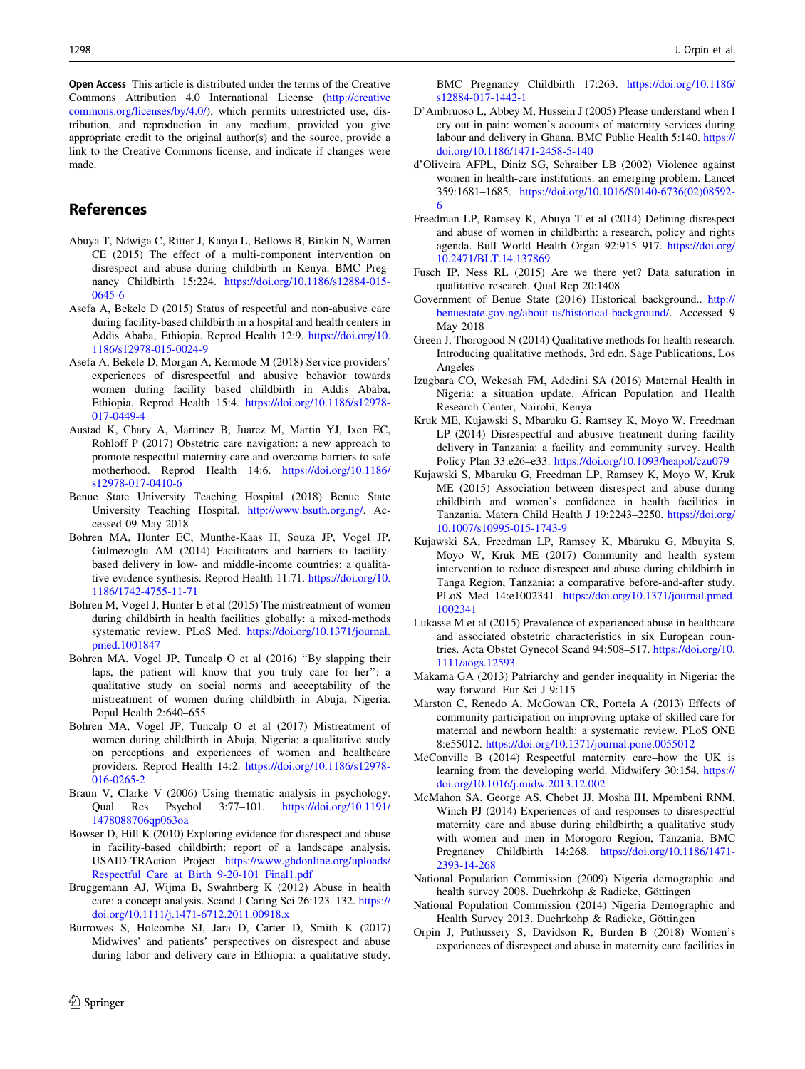**Open Access** This article is distributed under the terms of the Creative Commons Attribution 4.0 International License (http://creativecommons.org/licenses/by/4.0/), which permits unrestricted use, distribution, and reproduction in any medium, provided you give appropriate credit to the original author(s) and the source, provide a link to the Creative Commons license, and indicate if changes were made.

## References

Abuya T, Ndwiga C, Ritter J, Kanya L, Bellows B, Binkin N, Warren CE (2015) The effect of a multi-component intervention on disrespect and abuse during childbirth in Kenya. BMC Pregnancy Childbirth 15:224. https://doi.org/10.1186/s12884-015-0645-6

Asefa A, Bekele D (2015) Status of respectful and non-abusive care during facility-based childbirth in a hospital and health centers in Addis Ababa, Ethiopia. Reprod Health 12:9. https://doi.org/10.1186/s12978-015-0024-9

Asefa A, Bekele D, Morgan A, Kermode M (2018) Service providers' experiences of disrespectful and abusive behavior towards women during facility based childbirth in Addis Ababa, Ethiopia. Reprod Health 15:4. https://doi.org/10.1186/s12978-017-0449-4

Austad K, Chary A, Martinez B, Juarez M, Martin YJ, Ixen EC, Rohloff P (2017) Obstetric care navigation: a new approach to promote respectful maternity care and overcome barriers to safe motherhood. Reprod Health 14:6. https://doi.org/10.1186/s12978-017-0410-6

Benue State University Teaching Hospital (2018) Benue State University Teaching Hospital. http://www.bsuth.org.ng/. Accessed 09 May 2018

Bohren MA, Hunter EC, Munthe-Kaas H, Souza JP, Vogel JP, Gulmezoglu AM (2014) Facilitators and barriers to facility-based delivery in low- and middle-income countries: a qualitative evidence synthesis. Reprod Health 11:71. https://doi.org/10.1186/1742-4755-11-71

Bohren M, Vogel J, Hunter E et al (2015) The mistreatment of women during childbirth in health facilities globally: a mixed-methods systematic review. PLoS Med. https://doi.org/10.1371/journal.pmed.1001847

Bohren MA, Vogel JP, Tuncalp O et al (2016) "By slapping their laps, the patient will know that you truly care for her": a qualitative study on social norms and acceptability of the mistreatment of women during childbirth in Abuja, Nigeria. Popul Health 2:640–655

Bohren MA, Vogel JP, Tuncalp O et al (2017) Mistreatment of women during childbirth in Abuja, Nigeria: a qualitative study on perceptions and experiences of women and healthcare providers. Reprod Health 14:2. https://doi.org/10.1186/s12978-016-0265-2

Braun V, Clarke V (2006) Using thematic analysis in psychology. Qual Res Psychol 3:77–101. https://doi.org/10.1191/1478088706qp063oa

Bowser D, Hill K (2010) Exploring evidence for disrespect and abuse in facility-based childbirth: report of a landscape analysis. USAID-TRAction Project. https://www.ghdonline.org/uploads/Respectful_Care_at_Birth_9-20-101_Final1.pdf

Bruggemann AJ, Wijma B, Swahnberg K (2012) Abuse in health care: a concept analysis. Scand J Caring Sci 26:123–132. https://doi.org/10.1111/j.1471-6712.2011.00918.x

Burrowes S, Holcombe SJ, Jara D, Carter D, Smith K (2017) Midwives' and patients' perspectives on disrespect and abuse during labor and delivery care in Ethiopia: a qualitative study. BMC Pregnancy Childbirth 17:263. https://doi.org/10.1186/s12884-017-1442-1

D'Ambruoso L, Abbey M, Hussein J (2005) Please understand when I cry out in pain: women's accounts of maternity services during labour and delivery in Ghana. BMC Public Health 5:140. https://doi.org/10.1186/1471-2458-5-140

d'Oliveira AFPL, Diniz SG, Schraiber LB (2002) Violence against women in health-care institutions: an emerging problem. Lancet 359:1681–1685. https://doi.org/10.1016/S0140-6736(02)08592-6

Freedman LP, Ramsey K, Abuya T et al (2014) Defining disrespect and abuse of women in childbirth: a research, policy and rights agenda. Bull World Health Organ 92:915–917. https://doi.org/10.2471/BLT.14.137869

Fusch IP, Ness RL (2015) Are we there yet? Data saturation in qualitative research. Qual Rep 20:1408

Government of Benue State (2016) Historical background.. http://benuestate.gov.ng/about-us/historical-background/. Accessed 9 May 2018

Green J, Thorogood N (2014) Qualitative methods for health research. Introducing qualitative methods, 3rd edn. Sage Publications, Los Angeles

Izugbara CO, Wekesah FM, Adedini SA (2016) Maternal Health in Nigeria: a situation update. African Population and Health Research Center, Nairobi, Kenya

Kruk ME, Kujawski S, Mbaruku G, Ramsey K, Moyo W, Freedman LP (2014) Disrespectful and abusive treatment during facility delivery in Tanzania: a facility and community survey. Health Policy Plan 33:e26–e33. https://doi.org/10.1093/heapol/czu079

Kujawski S, Mbaruku G, Freedman LP, Ramsey K, Moyo W, Kruk ME (2015) Association between disrespect and abuse during childbirth and women's confidence in health facilities in Tanzania. Matern Child Health J 19:2243–2250. https://doi.org/10.1007/s10995-015-1743-9

Kujawski SA, Freedman LP, Ramsey K, Mbaruku G, Mbuyita S, Moyo W, Kruk ME (2017) Community and health system intervention to reduce disrespect and abuse during childbirth in Tanga Region, Tanzania: a comparative before-and-after study. PLoS Med 14:e1002341. https://doi.org/10.1371/journal.pmed.1002341

Lukasse M et al (2015) Prevalence of experienced abuse in healthcare and associated obstetric characteristics in six European countries. Acta Obstet Gynecol Scand 94:508–517. https://doi.org/10.1111/aogs.12593

Makama GA (2013) Patriarchy and gender inequality in Nigeria: the way forward. Eur Sci J 9:115

Marston C, Renedo A, McGowan CR, Portela A (2013) Effects of community participation on improving uptake of skilled care for maternal and newborn health: a systematic review. PLoS ONE 8:e55012. https://doi.org/10.1371/journal.pone.0055012

McConville B (2014) Respectful maternity care–how the UK is learning from the developing world. Midwifery 30:154. https://doi.org/10.1016/j.midw.2013.12.002

McMahon SA, George AS, Chebet JJ, Mosha IH, Mpembeni RNM, Winch PJ (2014) Experiences of and responses to disrespectful maternity care and abuse during childbirth; a qualitative study with women and men in Morogoro Region, Tanzania. BMC Pregnancy Childbirth 14:268. https://doi.org/10.1186/1471-2393-14-268

National Population Commission (2009) Nigeria demographic and health survey 2008. Duehrkohp & Radicke, Göttingen

National Population Commission (2014) Nigeria Demographic and Health Survey 2013. Duehrkohp & Radicke, Göttingen

Orpin J, Puthussery S, Davidson R, Burden B (2018) Women's experiences of disrespect and abuse in maternity care facilities in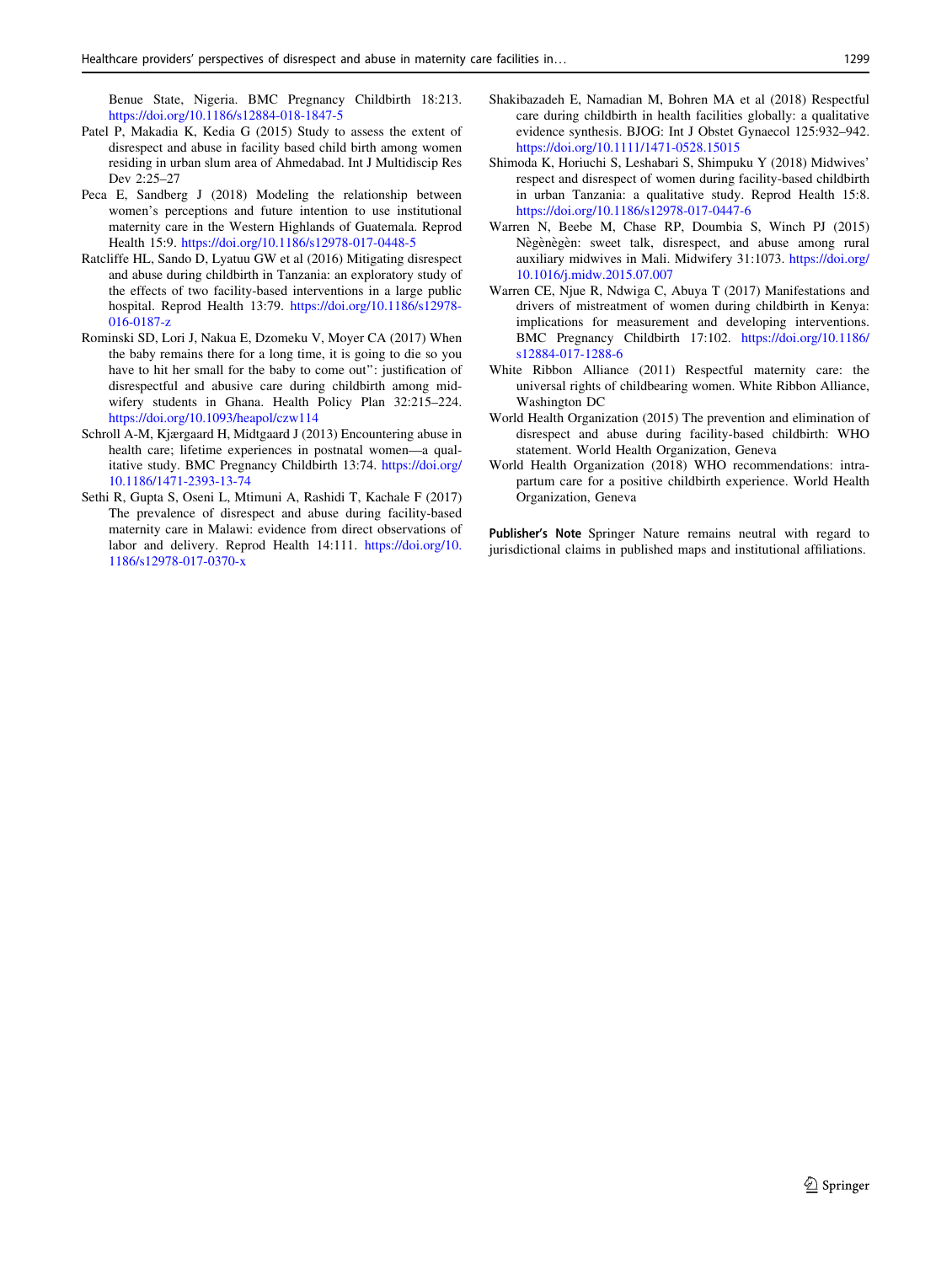Benue State, Nigeria. BMC Pregnancy Childbirth 18:213. https://doi.org/10.1186/s12884-018-1847-5

Patel P, Makadia K, Kedia G (2015) Study to assess the extent of disrespect and abuse in facility based child birth among women residing in urban slum area of Ahmedabad. Int J Multidiscip Res Dev 2:25–27

Peca E, Sandberg J (2018) Modeling the relationship between women's perceptions and future intention to use institutional maternity care in the Western Highlands of Guatemala. Reprod Health 15:9. https://doi.org/10.1186/s12978-017-0448-5

Ratcliffe HL, Sando D, Lyatuu GW et al (2016) Mitigating disrespect and abuse during childbirth in Tanzania: an exploratory study of the effects of two facility-based interventions in a large public hospital. Reprod Health 13:79. https://doi.org/10.1186/s12978-016-0187-z

Rominski SD, Lori J, Nakua E, Dzomeku V, Moyer CA (2017) When the baby remains there for a long time, it is going to die so you have to hit her small for the baby to come out": justification of disrespectful and abusive care during childbirth among midwifery students in Ghana. Health Policy Plan 32:215–224. https://doi.org/10.1093/heapol/czw114

Schroll A-M, Kjærgaard H, Midtgaard J (2013) Encountering abuse in health care; lifetime experiences in postnatal women—a qualitative study. BMC Pregnancy Childbirth 13:74. https://doi.org/10.1186/1471-2393-13-74

Sethi R, Gupta S, Oseni L, Mtimuni A, Rashidi T, Kachale F (2017) The prevalence of disrespect and abuse during facility-based maternity care in Malawi: evidence from direct observations of labor and delivery. Reprod Health 14:111. https://doi.org/10.1186/s12978-017-0370-x

Shakibazadeh E, Namadian M, Bohren MA et al (2018) Respectful care during childbirth in health facilities globally: a qualitative evidence synthesis. BJOG: Int J Obstet Gynaecol 125:932–942. https://doi.org/10.1111/1471-0528.15015

Shimoda K, Horiuchi S, Leshabari S, Shimpuku Y (2018) Midwives' respect and disrespect of women during facility-based childbirth in urban Tanzania: a qualitative study. Reprod Health 15:8. https://doi.org/10.1186/s12978-017-0447-6

Warren N, Beebe M, Chase RP, Doumbia S, Winch PJ (2015) Nègènègèn: sweet talk, disrespect, and abuse among rural auxiliary midwives in Mali. Midwifery 31:1073. https://doi.org/10.1016/j.midw.2015.07.007

Warren CE, Njue R, Ndwiga C, Abuya T (2017) Manifestations and drivers of mistreatment of women during childbirth in Kenya: implications for measurement and developing interventions. BMC Pregnancy Childbirth 17:102. https://doi.org/10.1186/s12884-017-1288-6

White Ribbon Alliance (2011) Respectful maternity care: the universal rights of childbearing women. White Ribbon Alliance, Washington DC

World Health Organization (2015) The prevention and elimination of disrespect and abuse during facility-based childbirth: WHO statement. World Health Organization, Geneva

World Health Organization (2018) WHO recommendations: intrapartum care for a positive childbirth experience. World Health Organization, Geneva

**Publisher's Note** Springer Nature remains neutral with regard to jurisdictional claims in published maps and institutional affiliations.